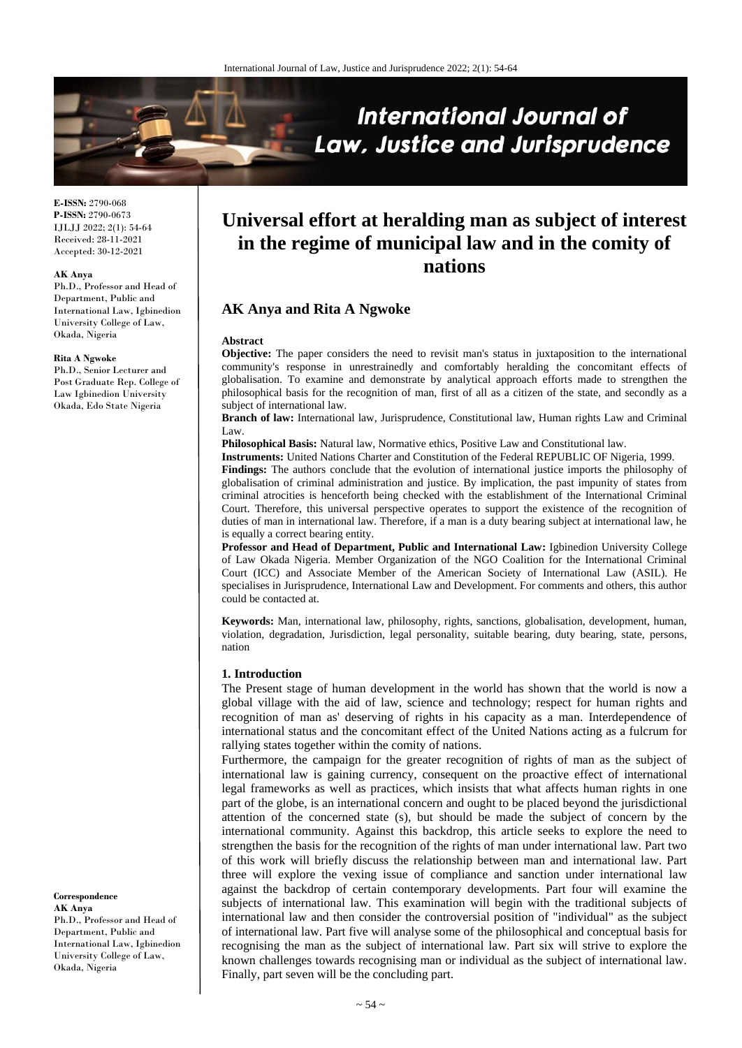# Universal effort at heralding man as subject of interest in the regime of municipal law and in the comity of nations

## AK Anya and Rita A Ngwoke

**E-ISSN:** 2790-068
**P-ISSN:** 2790-0673
IJLJJ 2022; 2(1): 54-64
Received: 28-11-2021
Accepted: 30-12-2021

**AK Anya**
Ph.D., Professor and Head of Department, Public and International Law, Igbinedion University College of Law, Okada, Nigeria

**Rita A Ngwoke**
Ph.D., Senior Lecturer and Post Graduate Rep. College of Law Igbinedion University Okada, Edo State Nigeria

**Correspondence**
**AK Anya**
Ph.D., Professor and Head of Department, Public and International Law, Igbinedion University College of Law, Okada, Nigeria

### Abstract

**Objective:** The paper considers the need to revisit man's status in juxtaposition to the international community's response in unrestrainedly and comfortably heralding the concomitant effects of globalisation. To examine and demonstrate by analytical approach efforts made to strengthen the philosophical basis for the recognition of man, first of all as a citizen of the state, and secondly as a subject of international law.

**Branch of law:** International law, Jurisprudence, Constitutional law, Human rights Law and Criminal Law.

**Philosophical Basis:** Natural law, Normative ethics, Positive Law and Constitutional law.

**Instruments:** United Nations Charter and Constitution of the Federal REPUBLIC OF Nigeria, 1999.

**Findings:** The authors conclude that the evolution of international justice imports the philosophy of globalisation of criminal administration and justice. By implication, the past impunity of states from criminal atrocities is henceforth being checked with the establishment of the International Criminal Court. Therefore, this universal perspective operates to support the existence of the recognition of duties of man in international law. Therefore, if a man is a duty bearing subject at international law, he is equally a correct bearing entity.

**Professor and Head of Department, Public and International Law:** Igbinedion University College of Law Okada Nigeria. Member Organization of the NGO Coalition for the International Criminal Court (ICC) and Associate Member of the American Society of International Law (ASIL). He specialises in Jurisprudence, International Law and Development. For comments and others, this author could be contacted at.

**Keywords:** Man, international law, philosophy, rights, sanctions, globalisation, development, human, violation, degradation, Jurisdiction, legal personality, suitable bearing, duty bearing, state, persons, nation

### 1. Introduction

The Present stage of human development in the world has shown that the world is now a global village with the aid of law, science and technology; respect for human rights and recognition of man as' deserving of rights in his capacity as a man. Interdependence of international status and the concomitant effect of the United Nations acting as a fulcrum for rallying states together within the comity of nations.

Furthermore, the campaign for the greater recognition of rights of man as the subject of international law is gaining currency, consequent on the proactive effect of international legal frameworks as well as practices, which insists that what affects human rights in one part of the globe, is an international concern and ought to be placed beyond the jurisdictional attention of the concerned state (s), but should be made the subject of concern by the international community. Against this backdrop, this article seeks to explore the need to strengthen the basis for the recognition of the rights of man under international law. Part two of this work will briefly discuss the relationship between man and international law. Part three will explore the vexing issue of compliance and sanction under international law against the backdrop of certain contemporary developments. Part four will examine the subjects of international law. This examination will begin with the traditional subjects of international law and then consider the controversial position of "individual" as the subject of international law. Part five will analyse some of the philosophical and conceptual basis for recognising the man as the subject of international law. Part six will strive to explore the known challenges towards recognising man or individual as the subject of international law. Finally, part seven will be the concluding part.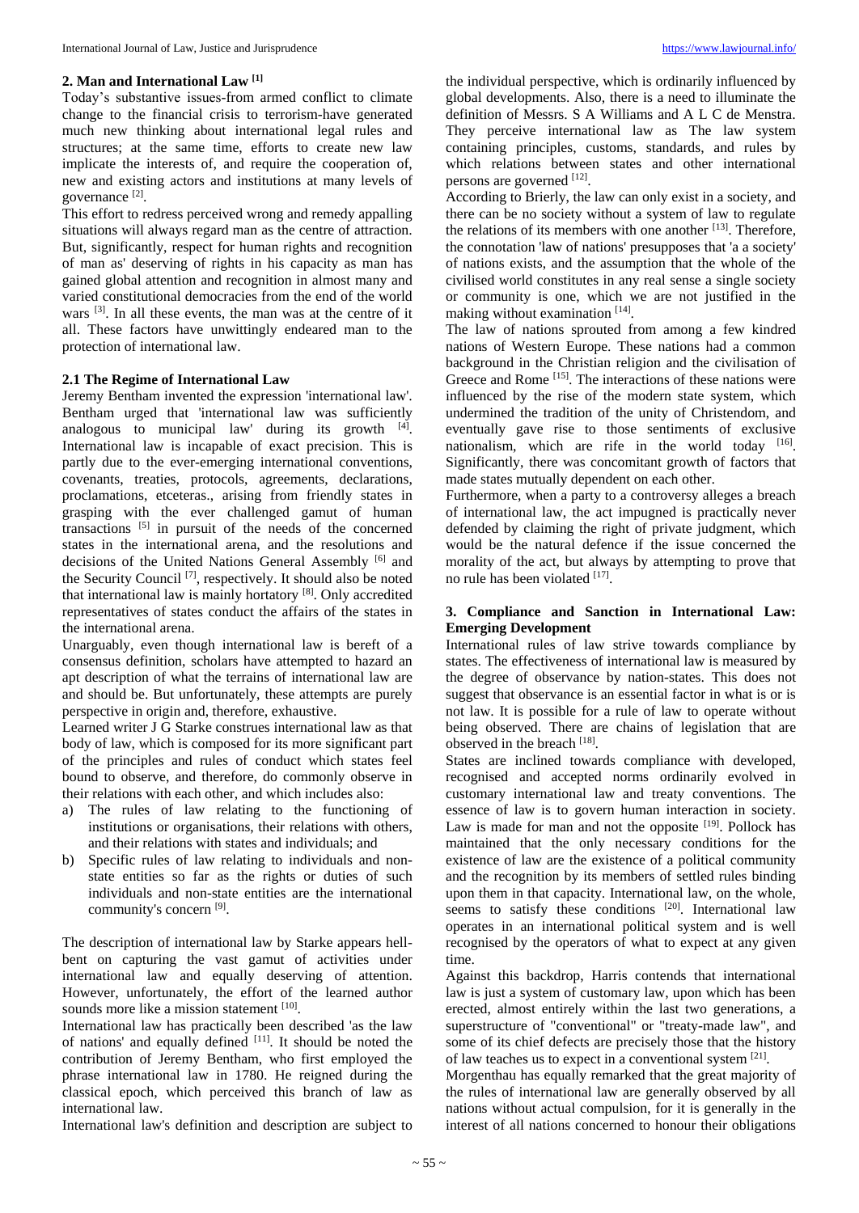## 2. Man and International Law [1]

Today's substantive issues-from armed conflict to climate change to the financial crisis to terrorism-have generated much new thinking about international legal rules and structures; at the same time, efforts to create new law implicate the interests of, and require the cooperation of, new and existing actors and institutions at many levels of governance [2].

This effort to redress perceived wrong and remedy appalling situations will always regard man as the centre of attraction. But, significantly, respect for human rights and recognition of man as' deserving of rights in his capacity as man has gained global attention and recognition in almost many and varied constitutional democracies from the end of the world wars [3]. In all these events, the man was at the centre of it all. These factors have unwittingly endeared man to the protection of international law.

### 2.1 The Regime of International Law

Jeremy Bentham invented the expression 'international law'. Bentham urged that 'international law was sufficiently analogous to municipal law' during its growth [4]. International law is incapable of exact precision. This is partly due to the ever-emerging international conventions, covenants, treaties, protocols, agreements, declarations, proclamations, etceteras., arising from friendly states in grasping with the ever challenged gamut of human transactions [5] in pursuit of the needs of the concerned states in the international arena, and the resolutions and decisions of the United Nations General Assembly [6] and the Security Council [7], respectively. It should also be noted that international law is mainly hortatory [8]. Only accredited representatives of states conduct the affairs of the states in the international arena.

Unarguably, even though international law is bereft of a consensus definition, scholars have attempted to hazard an apt description of what the terrains of international law are and should be. But unfortunately, these attempts are purely perspective in origin and, therefore, exhaustive.

Learned writer J G Starke construes international law as that body of law, which is composed for its more significant part of the principles and rules of conduct which states feel bound to observe, and therefore, do commonly observe in their relations with each other, and which includes also:

a) The rules of law relating to the functioning of institutions or organisations, their relations with others, and their relations with states and individuals; and
b) Specific rules of law relating to individuals and non-state entities so far as the rights or duties of such individuals and non-state entities are the international community's concern [9].

The description of international law by Starke appears hell-bent on capturing the vast gamut of activities under international law and equally deserving of attention. However, unfortunately, the effort of the learned author sounds more like a mission statement [10].

International law has practically been described 'as the law of nations' and equally defined [11]. It should be noted the contribution of Jeremy Bentham, who first employed the phrase international law in 1780. He reigned during the classical epoch, which perceived this branch of law as international law.

International law's definition and description are subject to the individual perspective, which is ordinarily influenced by global developments. Also, there is a need to illuminate the definition of Messrs. S A Williams and A L C de Menstra. They perceive international law as The law system containing principles, customs, standards, and rules by which relations between states and other international persons are governed [12].

According to Brierly, the law can only exist in a society, and there can be no society without a system of law to regulate the relations of its members with one another [13]. Therefore, the connotation 'law of nations' presupposes that 'a a society' of nations exists, and the assumption that the whole of the civilised world constitutes in any real sense a single society or community is one, which we are not justified in the making without examination [14].

The law of nations sprouted from among a few kindred nations of Western Europe. These nations had a common background in the Christian religion and the civilisation of Greece and Rome [15]. The interactions of these nations were influenced by the rise of the modern state system, which undermined the tradition of the unity of Christendom, and eventually gave rise to those sentiments of exclusive nationalism, which are rife in the world today [16]. Significantly, there was concomitant growth of factors that made states mutually dependent on each other.

Furthermore, when a party to a controversy alleges a breach of international law, the act impugned is practically never defended by claiming the right of private judgment, which would be the natural defence if the issue concerned the morality of the act, but always by attempting to prove that no rule has been violated [17].

## 3. Compliance and Sanction in International Law: Emerging Development

International rules of law strive towards compliance by states. The effectiveness of international law is measured by the degree of observance by nation-states. This does not suggest that observance is an essential factor in what is or is not law. It is possible for a rule of law to operate without being observed. There are chains of legislation that are observed in the breach [18].

States are inclined towards compliance with developed, recognised and accepted norms ordinarily evolved in customary international law and treaty conventions. The essence of law is to govern human interaction in society. Law is made for man and not the opposite [19]. Pollock has maintained that the only necessary conditions for the existence of law are the existence of a political community and the recognition by its members of settled rules binding upon them in that capacity. International law, on the whole, seems to satisfy these conditions [20]. International law operates in an international political system and is well recognised by the operators of what to expect at any given time.

Against this backdrop, Harris contends that international law is just a system of customary law, upon which has been erected, almost entirely within the last two generations, a superstructure of "conventional" or "treaty-made law", and some of its chief defects are precisely those that the history of law teaches us to expect in a conventional system [21].

Morgenthau has equally remarked that the great majority of the rules of international law are generally observed by all nations without actual compulsion, for it is generally in the interest of all nations concerned to honour their obligations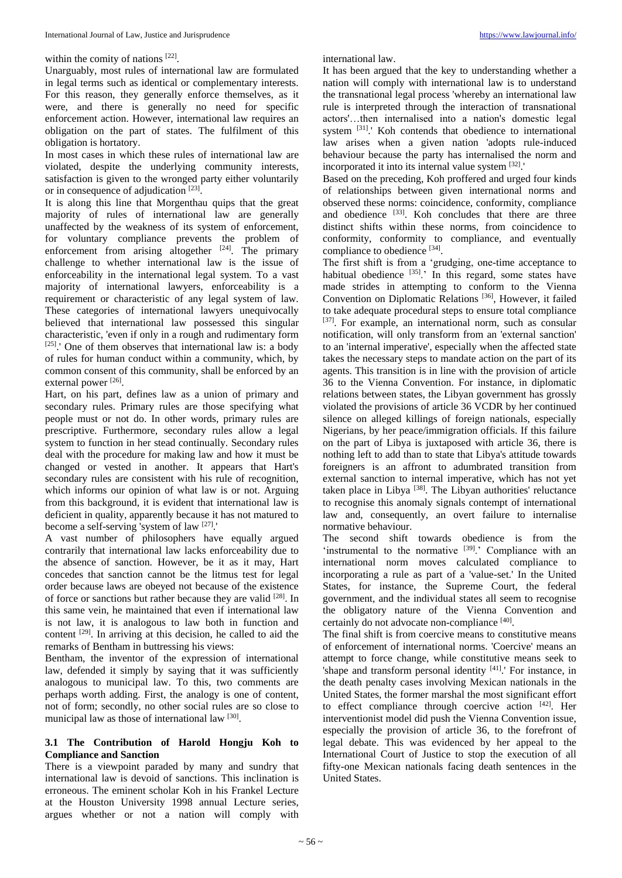within the comity of nations [22].

Unarguably, most rules of international law are formulated in legal terms such as identical or complementary interests. For this reason, they generally enforce themselves, as it were, and there is generally no need for specific enforcement action. However, international law requires an obligation on the part of states. The fulfilment of this obligation is hortatory.

In most cases in which these rules of international law are violated, despite the underlying community interests, satisfaction is given to the wronged party either voluntarily or in consequence of adjudication [23].

It is along this line that Morgenthau quips that the great majority of rules of international law are generally unaffected by the weakness of its system of enforcement, for voluntary compliance prevents the problem of enforcement from arising altogether [24]. The primary challenge to whether international law is the issue of enforceability in the international legal system. To a vast majority of international lawyers, enforceability is a requirement or characteristic of any legal system of law. These categories of international lawyers unequivocally believed that international law possessed this singular characteristic, 'even if only in a rough and rudimentary form [25].' One of them observes that international law is: a body of rules for human conduct within a community, which, by common consent of this community, shall be enforced by an external power [26].

Hart, on his part, defines law as a union of primary and secondary rules. Primary rules are those specifying what people must or not do. In other words, primary rules are prescriptive. Furthermore, secondary rules allow a legal system to function in her stead continually. Secondary rules deal with the procedure for making law and how it must be changed or vested in another. It appears that Hart's secondary rules are consistent with his rule of recognition, which informs our opinion of what law is or not. Arguing from this background, it is evident that international law is deficient in quality, apparently because it has not matured to become a self-serving 'system of law [27].'

A vast number of philosophers have equally argued contrarily that international law lacks enforceability due to the absence of sanction. However, be it as it may, Hart concedes that sanction cannot be the litmus test for legal order because laws are obeyed not because of the existence of force or sanctions but rather because they are valid [28]. In this same vein, he maintained that even if international law is not law, it is analogous to law both in function and content [29]. In arriving at this decision, he called to aid the remarks of Bentham in buttressing his views:

Bentham, the inventor of the expression of international law, defended it simply by saying that it was sufficiently analogous to municipal law. To this, two comments are perhaps worth adding. First, the analogy is one of content, not of form; secondly, no other social rules are so close to municipal law as those of international law [30].

### 3.1 The Contribution of Harold Hongju Koh to Compliance and Sanction

There is a viewpoint paraded by many and sundry that international law is devoid of sanctions. This inclination is erroneous. The eminent scholar Koh in his Frankel Lecture at the Houston University 1998 annual Lecture series, argues whether or not a nation will comply with international law.

It has been argued that the key to understanding whether a nation will comply with international law is to understand the transnational legal process 'whereby an international law rule is interpreted through the interaction of transnational actors'…then internalised into a nation's domestic legal system [31].' Koh contends that obedience to international law arises when a given nation 'adopts rule-induced behaviour because the party has internalised the norm and incorporated it into its internal value system [32].'

Based on the preceding, Koh proffered and urged four kinds of relationships between given international norms and observed these norms: coincidence, conformity, compliance and obedience [33]. Koh concludes that there are three distinct shifts within these norms, from coincidence to conformity, conformity to compliance, and eventually compliance to obedience [34].

The first shift is from a 'grudging, one-time acceptance to habitual obedience [35].' In this regard, some states have made strides in attempting to conform to the Vienna Convention on Diplomatic Relations [36], However, it failed to take adequate procedural steps to ensure total compliance [37]. For example, an international norm, such as consular notification, will only transform from an 'external sanction' to an 'internal imperative', especially when the affected state takes the necessary steps to mandate action on the part of its agents. This transition is in line with the provision of article 36 to the Vienna Convention. For instance, in diplomatic relations between states, the Libyan government has grossly violated the provisions of article 36 VCDR by her continued silence on alleged killings of foreign nationals, especially Nigerians, by her peace/immigration officials. If this failure on the part of Libya is juxtaposed with article 36, there is nothing left to add than to state that Libya's attitude towards foreigners is an affront to adumbrated transition from external sanction to internal imperative, which has not yet taken place in Libya [38]. The Libyan authorities' reluctance to recognise this anomaly signals contempt of international law and, consequently, an overt failure to internalise normative behaviour.

The second shift towards obedience is from the 'instrumental to the normative [39].' Compliance with an international norm moves calculated compliance to incorporating a rule as part of a 'value-set.' In the United States, for instance, the Supreme Court, the federal government, and the individual states all seem to recognise the obligatory nature of the Vienna Convention and certainly do not advocate non-compliance [40].

The final shift is from coercive means to constitutive means of enforcement of international norms. 'Coercive' means an attempt to force change, while constitutive means seek to 'shape and transform personal identity [41].' For instance, in the death penalty cases involving Mexican nationals in the United States, the former marshal the most significant effort to effect compliance through coercive action [42]. Her interventionist model did push the Vienna Convention issue, especially the provision of article 36, to the forefront of legal debate. This was evidenced by her appeal to the International Court of Justice to stop the execution of all fifty-one Mexican nationals facing death sentences in the United States.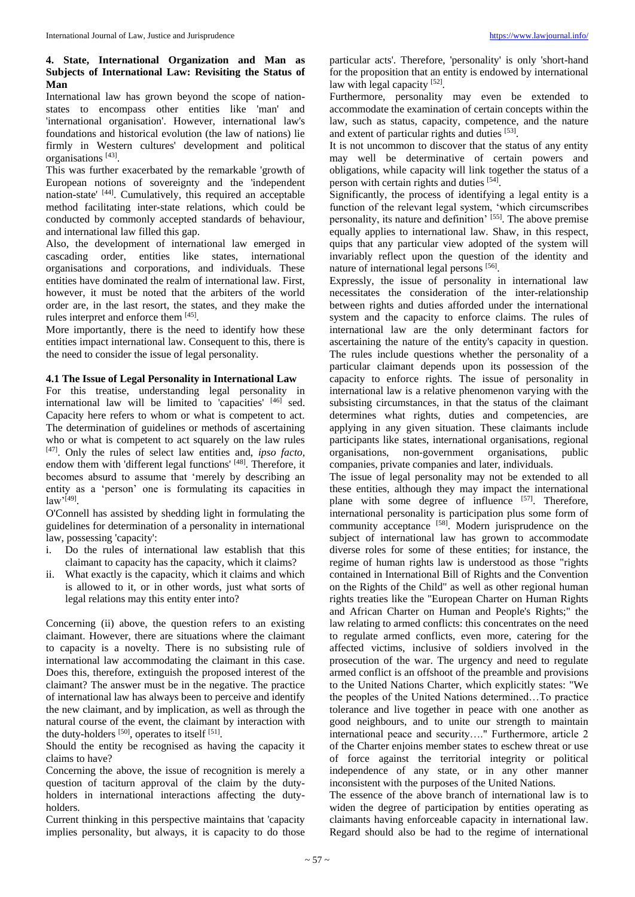## 4. State, International Organization and Man as Subjects of International Law: Revisiting the Status of Man

International law has grown beyond the scope of nation-states to encompass other entities like 'man' and 'international organisation'. However, international law's foundations and historical evolution (the law of nations) lie firmly in Western cultures' development and political organisations [43].

This was further exacerbated by the remarkable 'growth of European notions of sovereignty and the 'independent nation-state' [44]. Cumulatively, this required an acceptable method facilitating inter-state relations, which could be conducted by commonly accepted standards of behaviour, and international law filled this gap.

Also, the development of international law emerged in cascading order, entities like states, international organisations and corporations, and individuals. These entities have dominated the realm of international law. First, however, it must be noted that the arbiters of the world order are, in the last resort, the states, and they make the rules interpret and enforce them [45].

More importantly, there is the need to identify how these entities impact international law. Consequent to this, there is the need to consider the issue of legal personality.

### 4.1 The Issue of Legal Personality in International Law

For this treatise, understanding legal personality in international law will be limited to 'capacities' [46] sed. Capacity here refers to whom or what is competent to act. The determination of guidelines or methods of ascertaining who or what is competent to act squarely on the law rules [47]. Only the rules of select law entities and, *ipso facto*, endow them with 'different legal functions' [48]. Therefore, it becomes absurd to assume that 'merely by describing an entity as a 'person' one is formulating its capacities in law'[49].

O'Connell has assisted by shedding light in formulating the guidelines for determination of a personality in international law, possessing 'capacity':

i. Do the rules of international law establish that this claimant to capacity has the capacity, which it claims?
ii. What exactly is the capacity, which it claims and which is allowed to it, or in other words, just what sorts of legal relations may this entity enter into?

Concerning (ii) above, the question refers to an existing claimant. However, there are situations where the claimant to capacity is a novelty. There is no subsisting rule of international law accommodating the claimant in this case. Does this, therefore, extinguish the proposed interest of the claimant? The answer must be in the negative. The practice of international law has always been to perceive and identify the new claimant, and by implication, as well as through the natural course of the event, the claimant by interaction with the duty-holders [50], operates to itself [51].

Should the entity be recognised as having the capacity it claims to have?

Concerning the above, the issue of recognition is merely a question of taciturn approval of the claim by the duty-holders in international interactions affecting the duty-holders.

Current thinking in this perspective maintains that 'capacity implies personality, but always, it is capacity to do those particular acts'. Therefore, 'personality' is only 'short-hand for the proposition that an entity is endowed by international law with legal capacity [52].

Furthermore, personality may even be extended to accommodate the examination of certain concepts within the law, such as status, capacity, competence, and the nature and extent of particular rights and duties [53].

It is not uncommon to discover that the status of any entity may well be determinative of certain powers and obligations, while capacity will link together the status of a person with certain rights and duties [54].

Significantly, the process of identifying a legal entity is a function of the relevant legal system, 'which circumscribes personality, its nature and definition' [55]. The above premise equally applies to international law. Shaw, in this respect, quips that any particular view adopted of the system will invariably reflect upon the question of the identity and nature of international legal persons [56].

Expressly, the issue of personality in international law necessitates the consideration of the inter-relationship between rights and duties afforded under the international system and the capacity to enforce claims. The rules of international law are the only determinant factors for ascertaining the nature of the entity's capacity in question. The rules include questions whether the personality of a particular claimant depends upon its possession of the capacity to enforce rights. The issue of personality in international law is a relative phenomenon varying with the subsisting circumstances, in that the status of the claimant determines what rights, duties and competencies, are applying in any given situation. These claimants include participants like states, international organisations, regional organisations, non-government organisations, public companies, private companies and later, individuals.

The issue of legal personality may not be extended to all these entities, although they may impact the international plane with some degree of influence [57]. Therefore, international personality is participation plus some form of community acceptance [58]. Modern jurisprudence on the subject of international law has grown to accommodate diverse roles for some of these entities; for instance, the regime of human rights law is understood as those "rights contained in International Bill of Rights and the Convention on the Rights of the Child" as well as other regional human rights treaties like the "European Charter on Human Rights and African Charter on Human and People's Rights;" the law relating to armed conflicts: this concentrates on the need to regulate armed conflicts, even more, catering for the affected victims, inclusive of soldiers involved in the prosecution of the war. The urgency and need to regulate armed conflict is an offshoot of the preamble and provisions to the United Nations Charter, which explicitly states: "We the peoples of the United Nations determined…To practice tolerance and live together in peace with one another as good neighbours, and to unite our strength to maintain international peace and security…." Furthermore, article 2 of the Charter enjoins member states to eschew threat or use of force against the territorial integrity or political independence of any state, or in any other manner inconsistent with the purposes of the United Nations.

The essence of the above branch of international law is to widen the degree of participation by entities operating as claimants having enforceable capacity in international law. Regard should also be had to the regime of international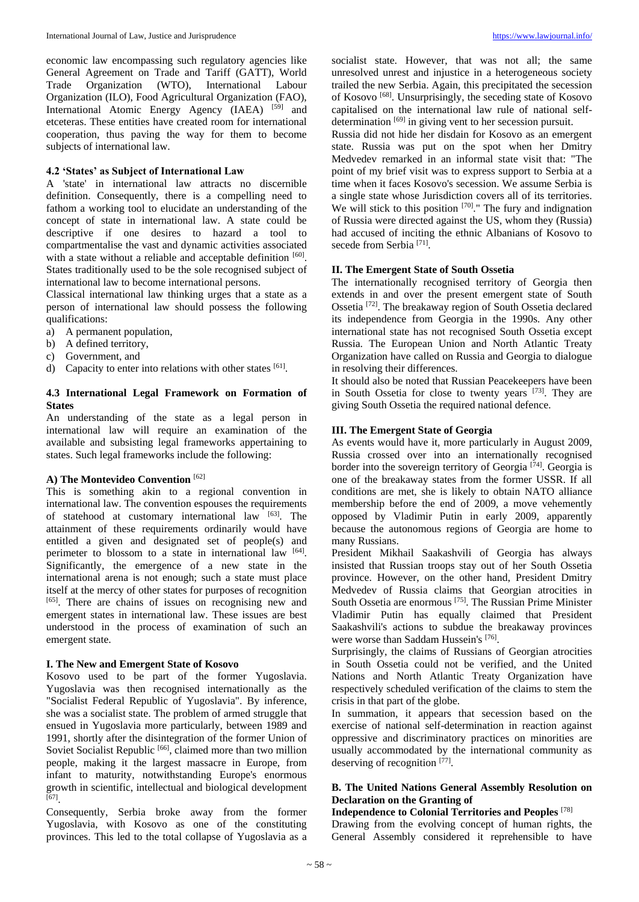economic law encompassing such regulatory agencies like General Agreement on Trade and Tariff (GATT), World Trade Organization (WTO), International Labour Organization (ILO), Food Agricultural Organization (FAO), International Atomic Energy Agency (IAEA) [59] and etceteras. These entities have created room for international cooperation, thus paving the way for them to become subjects of international law.

### 4.2 'States' as Subject of International Law

A 'state' in international law attracts no discernible definition. Consequently, there is a compelling need to fathom a working tool to elucidate an understanding of the concept of state in international law. A state could be descriptive if one desires to hazard a tool to compartmentalise the vast and dynamic activities associated with a state without a reliable and acceptable definition [60]. States traditionally used to be the sole recognised subject of international law to become international persons.

Classical international law thinking urges that a state as a person of international law should possess the following qualifications:

a) A permanent population,
b) A defined territory,
c) Government, and
d) Capacity to enter into relations with other states [61].

### 4.3 International Legal Framework on Formation of States

An understanding of the state as a legal person in international law will require an examination of the available and subsisting legal frameworks appertaining to states. Such legal frameworks include the following:

#### A) The Montevideo Convention [62]

This is something akin to a regional convention in international law. The convention espouses the requirements of statehood at customary international law [63]. The attainment of these requirements ordinarily would have entitled a given and designated set of people(s) and perimeter to blossom to a state in international law [64]. Significantly, the emergence of a new state in the international arena is not enough; such a state must place itself at the mercy of other states for purposes of recognition [65]. There are chains of issues on recognising new and emergent states in international law. These issues are best understood in the process of examination of such an emergent state.

#### I. The New and Emergent State of Kosovo

Kosovo used to be part of the former Yugoslavia. Yugoslavia was then recognised internationally as the "Socialist Federal Republic of Yugoslavia". By inference, she was a socialist state. The problem of armed struggle that ensued in Yugoslavia more particularly, between 1989 and 1991, shortly after the disintegration of the former Union of Soviet Socialist Republic [66], claimed more than two million people, making it the largest massacre in Europe, from infant to maturity, notwithstanding Europe's enormous growth in scientific, intellectual and biological development [67].

Consequently, Serbia broke away from the former Yugoslavia, with Kosovo as one of the constituting provinces. This led to the total collapse of Yugoslavia as a socialist state. However, that was not all; the same unresolved unrest and injustice in a heterogeneous society trailed the new Serbia. Again, this precipitated the secession of Kosovo [68]. Unsurprisingly, the seceding state of Kosovo capitalised on the international law rule of national self-determination [69] in giving vent to her secession pursuit.

Russia did not hide her disdain for Kosovo as an emergent state. Russia was put on the spot when her Dmitry Medvedev remarked in an informal state visit that: "The point of my brief visit was to express support to Serbia at a time when it faces Kosovo's secession. We assume Serbia is a single state whose Jurisdiction covers all of its territories. We will stick to this position [70]." The fury and indignation of Russia were directed against the US, whom they (Russia) had accused of inciting the ethnic Albanians of Kosovo to secede from Serbia [71].

#### II. The Emergent State of South Ossetia

The internationally recognised territory of Georgia then extends in and over the present emergent state of South Ossetia [72]. The breakaway region of South Ossetia declared its independence from Georgia in the 1990s. Any other international state has not recognised South Ossetia except Russia. The European Union and North Atlantic Treaty Organization have called on Russia and Georgia to dialogue in resolving their differences.

It should also be noted that Russian Peacekeepers have been in South Ossetia for close to twenty years [73]. They are giving South Ossetia the required national defence.

#### III. The Emergent State of Georgia

As events would have it, more particularly in August 2009, Russia crossed over into an internationally recognised border into the sovereign territory of Georgia [74]. Georgia is one of the breakaway states from the former USSR. If all conditions are met, she is likely to obtain NATO alliance membership before the end of 2009, a move vehemently opposed by Vladimir Putin in early 2009, apparently because the autonomous regions of Georgia are home to many Russians.

President Mikhail Saakashvili of Georgia has always insisted that Russian troops stay out of her South Ossetia province. However, on the other hand, President Dmitry Medvedev of Russia claims that Georgian atrocities in South Ossetia are enormous [75]. The Russian Prime Minister Vladimir Putin has equally claimed that President Saakashvili's actions to subdue the breakaway provinces were worse than Saddam Hussein's [76].

Surprisingly, the claims of Russians of Georgian atrocities in South Ossetia could not be verified, and the United Nations and North Atlantic Treaty Organization have respectively scheduled verification of the claims to stem the crisis in that part of the globe.

In summation, it appears that secession based on the exercise of national self-determination in reaction against oppressive and discriminatory practices on minorities are usually accommodated by the international community as deserving of recognition [77].

#### B. The United Nations General Assembly Resolution on Declaration on the Granting of Independence to Colonial Territories and Peoples [78]

Drawing from the evolving concept of human rights, the General Assembly considered it reprehensible to have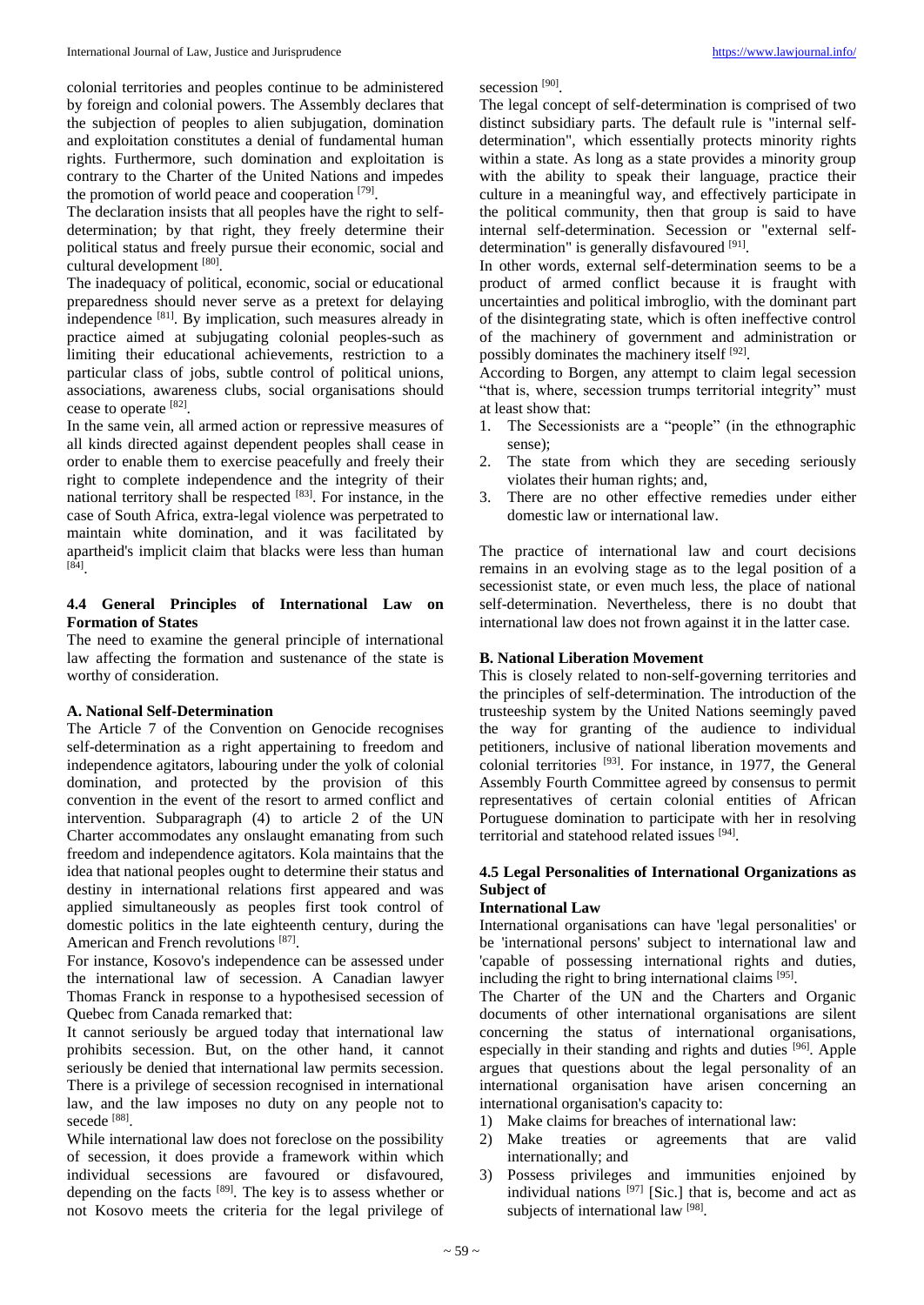colonial territories and peoples continue to be administered by foreign and colonial powers. The Assembly declares that the subjection of peoples to alien subjugation, domination and exploitation constitutes a denial of fundamental human rights. Furthermore, such domination and exploitation is contrary to the Charter of the United Nations and impedes the promotion of world peace and cooperation [79].

The declaration insists that all peoples have the right to self-determination; by that right, they freely determine their political status and freely pursue their economic, social and cultural development [80].

The inadequacy of political, economic, social or educational preparedness should never serve as a pretext for delaying independence [81]. By implication, such measures already in practice aimed at subjugating colonial peoples-such as limiting their educational achievements, restriction to a particular class of jobs, subtle control of political unions, associations, awareness clubs, social organisations should cease to operate [82].

In the same vein, all armed action or repressive measures of all kinds directed against dependent peoples shall cease in order to enable them to exercise peacefully and freely their right to complete independence and the integrity of their national territory shall be respected [83]. For instance, in the case of South Africa, extra-legal violence was perpetrated to maintain white domination, and it was facilitated by apartheid's implicit claim that blacks were less than human [84].

### 4.4 General Principles of International Law on Formation of States

The need to examine the general principle of international law affecting the formation and sustenance of the state is worthy of consideration.

#### A. National Self-Determination

The Article 7 of the Convention on Genocide recognises self-determination as a right appertaining to freedom and independence agitators, labouring under the yolk of colonial domination, and protected by the provision of this convention in the event of the resort to armed conflict and intervention. Subparagraph (4) to article 2 of the UN Charter accommodates any onslaught emanating from such freedom and independence agitators. Kola maintains that the idea that national peoples ought to determine their status and destiny in international relations first appeared and was applied simultaneously as peoples first took control of domestic politics in the late eighteenth century, during the American and French revolutions [87].

For instance, Kosovo's independence can be assessed under the international law of secession. A Canadian lawyer Thomas Franck in response to a hypothesised secession of Quebec from Canada remarked that:

It cannot seriously be argued today that international law prohibits secession. But, on the other hand, it cannot seriously be denied that international law permits secession. There is a privilege of secession recognised in international law, and the law imposes no duty on any people not to secede [88].

While international law does not foreclose on the possibility of secession, it does provide a framework within which individual secessions are favoured or disfavoured, depending on the facts [89]. The key is to assess whether or not Kosovo meets the criteria for the legal privilege of secession [90].

The legal concept of self-determination is comprised of two distinct subsidiary parts. The default rule is "internal self-determination", which essentially protects minority rights within a state. As long as a state provides a minority group with the ability to speak their language, practice their culture in a meaningful way, and effectively participate in the political community, then that group is said to have internal self-determination. Secession or "external self-determination" is generally disfavoured [91].

In other words, external self-determination seems to be a product of armed conflict because it is fraught with uncertainties and political imbroglio, with the dominant part of the disintegrating state, which is often ineffective control of the machinery of government and administration or possibly dominates the machinery itself [92].

According to Borgen, any attempt to claim legal secession "that is, where, secession trumps territorial integrity" must at least show that:

1. The Secessionists are a "people" (in the ethnographic sense);
2. The state from which they are seceding seriously violates their human rights; and,
3. There are no other effective remedies under either domestic law or international law.

The practice of international law and court decisions remains in an evolving stage as to the legal position of a secessionist state, or even much less, the place of national self-determination. Nevertheless, there is no doubt that international law does not frown against it in the latter case.

#### B. National Liberation Movement

This is closely related to non-self-governing territories and the principles of self-determination. The introduction of the trusteeship system by the United Nations seemingly paved the way for granting of the audience to individual petitioners, inclusive of national liberation movements and colonial territories [93]. For instance, in 1977, the General Assembly Fourth Committee agreed by consensus to permit representatives of certain colonial entities of African Portuguese domination to participate with her in resolving territorial and statehood related issues [94].

### 4.5 Legal Personalities of International Organizations as Subject of International Law

International organisations can have 'legal personalities' or be 'international persons' subject to international law and 'capable of possessing international rights and duties, including the right to bring international claims [95].

The Charter of the UN and the Charters and Organic documents of other international organisations are silent concerning the status of international organisations, especially in their standing and rights and duties [96]. Apple argues that questions about the legal personality of an international organisation have arisen concerning an international organisation's capacity to:

1) Make claims for breaches of international law:
2) Make treaties or agreements that are valid internationally; and
3) Possess privileges and immunities enjoined by individual nations [97] [Sic.] that is, become and act as subjects of international law [98].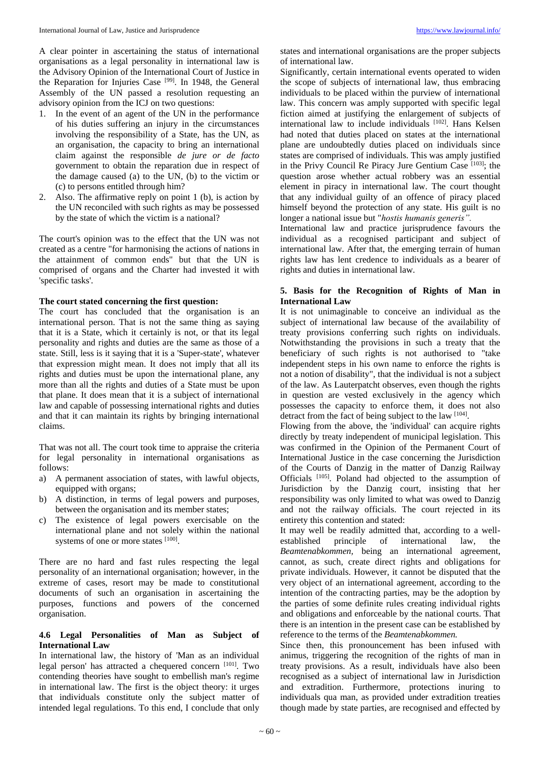A clear pointer in ascertaining the status of international organisations as a legal personality in international law is the Advisory Opinion of the International Court of Justice in the Reparation for Injuries Case [99]. In 1948, the General Assembly of the UN passed a resolution requesting an advisory opinion from the ICJ on two questions:

1. In the event of an agent of the UN in the performance of his duties suffering an injury in the circumstances involving the responsibility of a State, has the UN, as an organisation, the capacity to bring an international claim against the responsible *de jure or de facto* government to obtain the reparation due in respect of the damage caused (a) to the UN, (b) to the victim or (c) to persons entitled through him?
2. Also. The affirmative reply on point 1 (b), is action by the UN reconciled with such rights as may be possessed by the state of which the victim is a national?

The court's opinion was to the effect that the UN was not created as a centre "for harmonising the actions of nations in the attainment of common ends" but that the UN is comprised of organs and the Charter had invested it with 'specific tasks'.

**The court stated concerning the first question:**

The court has concluded that the organisation is an international person. That is not the same thing as saying that it is a State, which it certainly is not, or that its legal personality and rights and duties are the same as those of a state. Still, less is it saying that it is a 'Super-state', whatever that expression might mean. It does not imply that all its rights and duties must be upon the international plane, any more than all the rights and duties of a State must be upon that plane. It does mean that it is a subject of international law and capable of possessing international rights and duties and that it can maintain its rights by bringing international claims.

That was not all. The court took time to appraise the criteria for legal personality in international organisations as follows:

a) A permanent association of states, with lawful objects, equipped with organs;
b) A distinction, in terms of legal powers and purposes, between the organisation and its member states;
c) The existence of legal powers exercisable on the international plane and not solely within the national systems of one or more states [100].

There are no hard and fast rules respecting the legal personality of an international organisation; however, in the extreme of cases, resort may be made to constitutional documents of such an organisation in ascertaining the purposes, functions and powers of the concerned organisation.

### 4.6 Legal Personalities of Man as Subject of International Law

In international law, the history of 'Man as an individual legal person' has attracted a chequered concern [101]. Two contending theories have sought to embellish man's regime in international law. The first is the object theory: it urges that individuals constitute only the subject matter of intended legal regulations. To this end, I conclude that only states and international organisations are the proper subjects of international law.

Significantly, certain international events operated to widen the scope of subjects of international law, thus embracing individuals to be placed within the purview of international law. This concern was amply supported with specific legal fiction aimed at justifying the enlargement of subjects of international law to include individuals [102]. Hans Kelsen had noted that duties placed on states at the international plane are undoubtedly duties placed on individuals since states are comprised of individuals. This was amply justified in the Privy Council Re Piracy Jure Gentium Case [103]; the question arose whether actual robbery was an essential element in piracy in international law. The court thought that any individual guilty of an offence of piracy placed himself beyond the protection of any state. His guilt is no longer a national issue but "*hostis humanis generis".*

International law and practice jurisprudence favours the individual as a recognised participant and subject of international law. After that, the emerging terrain of human rights law has lent credence to individuals as a bearer of rights and duties in international law.

### 5. Basis for the Recognition of Rights of Man in International Law

It is not unimaginable to conceive an individual as the subject of international law because of the availability of treaty provisions conferring such rights on individuals. Notwithstanding the provisions in such a treaty that the beneficiary of such rights is not authorised to "take independent steps in his own name to enforce the rights is not a notion of disability", that the individual is not a subject of the law. As Lauterpatcht observes, even though the rights in question are vested exclusively in the agency which possesses the capacity to enforce them, it does not also detract from the fact of being subject to the law [104].

Flowing from the above, the 'individual' can acquire rights directly by treaty independent of municipal legislation. This was confirmed in the Opinion of the Permanent Court of International Justice in the case concerning the Jurisdiction of the Courts of Danzig in the matter of Danzig Railway Officials [105]. Poland had objected to the assumption of Jurisdiction by the Danzig court, insisting that her responsibility was only limited to what was owed to Danzig and not the railway officials. The court rejected in its entirety this contention and stated:

It may well be readily admitted that, according to a well-established principle of international law, the *Beamtenabkommen,* being an international agreement, cannot, as such, create direct rights and obligations for private individuals. However, it cannot be disputed that the very object of an international agreement, according to the intention of the contracting parties, may be the adoption by the parties of some definite rules creating individual rights and obligations and enforceable by the national courts. That there is an intention in the present case can be established by reference to the terms of the *Beamtenabkommen.*

Since then, this pronouncement has been infused with animus, triggering the recognition of the rights of man in treaty provisions. As a result, individuals have also been recognised as a subject of international law in Jurisdiction and extradition. Furthermore, protections inuring to individuals qua man, as provided under extradition treaties though made by state parties, are recognised and effected by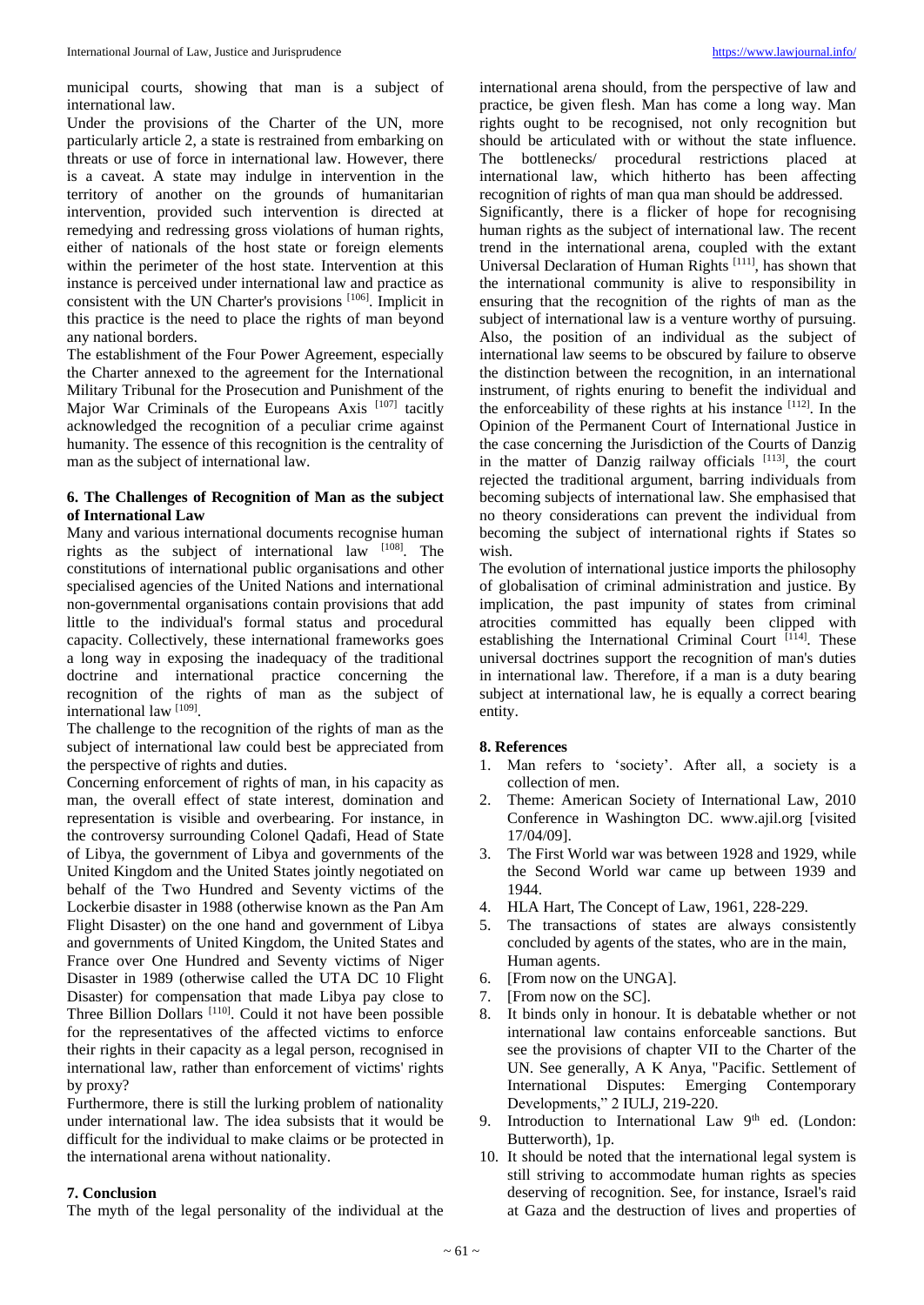municipal courts, showing that man is a subject of international law.

Under the provisions of the Charter of the UN, more particularly article 2, a state is restrained from embarking on threats or use of force in international law. However, there is a caveat. A state may indulge in intervention in the territory of another on the grounds of humanitarian intervention, provided such intervention is directed at remedying and redressing gross violations of human rights, either of nationals of the host state or foreign elements within the perimeter of the host state. Intervention at this instance is perceived under international law and practice as consistent with the UN Charter's provisions [106]. Implicit in this practice is the need to place the rights of man beyond any national borders.

The establishment of the Four Power Agreement, especially the Charter annexed to the agreement for the International Military Tribunal for the Prosecution and Punishment of the Major War Criminals of the Europeans Axis [107] tacitly acknowledged the recognition of a peculiar crime against humanity. The essence of this recognition is the centrality of man as the subject of international law.

## 6. The Challenges of Recognition of Man as the subject of International Law

Many and various international documents recognise human rights as the subject of international law [108]. The constitutions of international public organisations and other specialised agencies of the United Nations and international non-governmental organisations contain provisions that add little to the individual's formal status and procedural capacity. Collectively, these international frameworks goes a long way in exposing the inadequacy of the traditional doctrine and international practice concerning the recognition of the rights of man as the subject of international law [109].

The challenge to the recognition of the rights of man as the subject of international law could best be appreciated from the perspective of rights and duties.

Concerning enforcement of rights of man, in his capacity as man, the overall effect of state interest, domination and representation is visible and overbearing. For instance, in the controversy surrounding Colonel Qadafi, Head of State of Libya, the government of Libya and governments of the United Kingdom and the United States jointly negotiated on behalf of the Two Hundred and Seventy victims of the Lockerbie disaster in 1988 (otherwise known as the Pan Am Flight Disaster) on the one hand and government of Libya and governments of United Kingdom, the United States and France over One Hundred and Seventy victims of Niger Disaster in 1989 (otherwise called the UTA DC 10 Flight Disaster) for compensation that made Libya pay close to Three Billion Dollars [110]. Could it not have been possible for the representatives of the affected victims to enforce their rights in their capacity as a legal person, recognised in international law, rather than enforcement of victims' rights by proxy?

Furthermore, there is still the lurking problem of nationality under international law. The idea subsists that it would be difficult for the individual to make claims or be protected in the international arena without nationality.

## 7. Conclusion

The myth of the legal personality of the individual at the international arena should, from the perspective of law and practice, be given flesh. Man has come a long way. Man rights ought to be recognised, not only recognition but should be articulated with or without the state influence. The bottlenecks/ procedural restrictions placed at international law, which hitherto has been affecting recognition of rights of man qua man should be addressed.

Significantly, there is a flicker of hope for recognising human rights as the subject of international law. The recent trend in the international arena, coupled with the extant Universal Declaration of Human Rights [111], has shown that the international community is alive to responsibility in ensuring that the recognition of the rights of man as the subject of international law is a venture worthy of pursuing. Also, the position of an individual as the subject of international law seems to be obscured by failure to observe the distinction between the recognition, in an international instrument, of rights enuring to benefit the individual and the enforceability of these rights at his instance [112]. In the Opinion of the Permanent Court of International Justice in the case concerning the Jurisdiction of the Courts of Danzig in the matter of Danzig railway officials [113], the court rejected the traditional argument, barring individuals from becoming subjects of international law. She emphasised that no theory considerations can prevent the individual from becoming the subject of international rights if States so wish.

The evolution of international justice imports the philosophy of globalisation of criminal administration and justice. By implication, the past impunity of states from criminal atrocities committed has equally been clipped with establishing the International Criminal Court [114]. These universal doctrines support the recognition of man's duties in international law. Therefore, if a man is a duty bearing subject at international law, he is equally a correct bearing entity.

## 8. References

1. Man refers to 'society'. After all, a society is a collection of men.
2. Theme: American Society of International Law, 2010 Conference in Washington DC. www.ajil.org [visited 17/04/09].
3. The First World war was between 1928 and 1929, while the Second World war came up between 1939 and 1944.
4. HLA Hart, The Concept of Law, 1961, 228-229.
5. The transactions of states are always consistently concluded by agents of the states, who are in the main, Human agents.
6. [From now on the UNGA].
7. [From now on the SC].
8. It binds only in honour. It is debatable whether or not international law contains enforceable sanctions. But see the provisions of chapter VII to the Charter of the UN. See generally, A K Anya, "Pacific. Settlement of International Disputes: Emerging Contemporary Developments," 2 IULJ, 219-220.
9. Introduction to International Law 9th ed. (London: Butterworth), 1p.
10. It should be noted that the international legal system is still striving to accommodate human rights as species deserving of recognition. See, for instance, Israel's raid at Gaza and the destruction of lives and properties of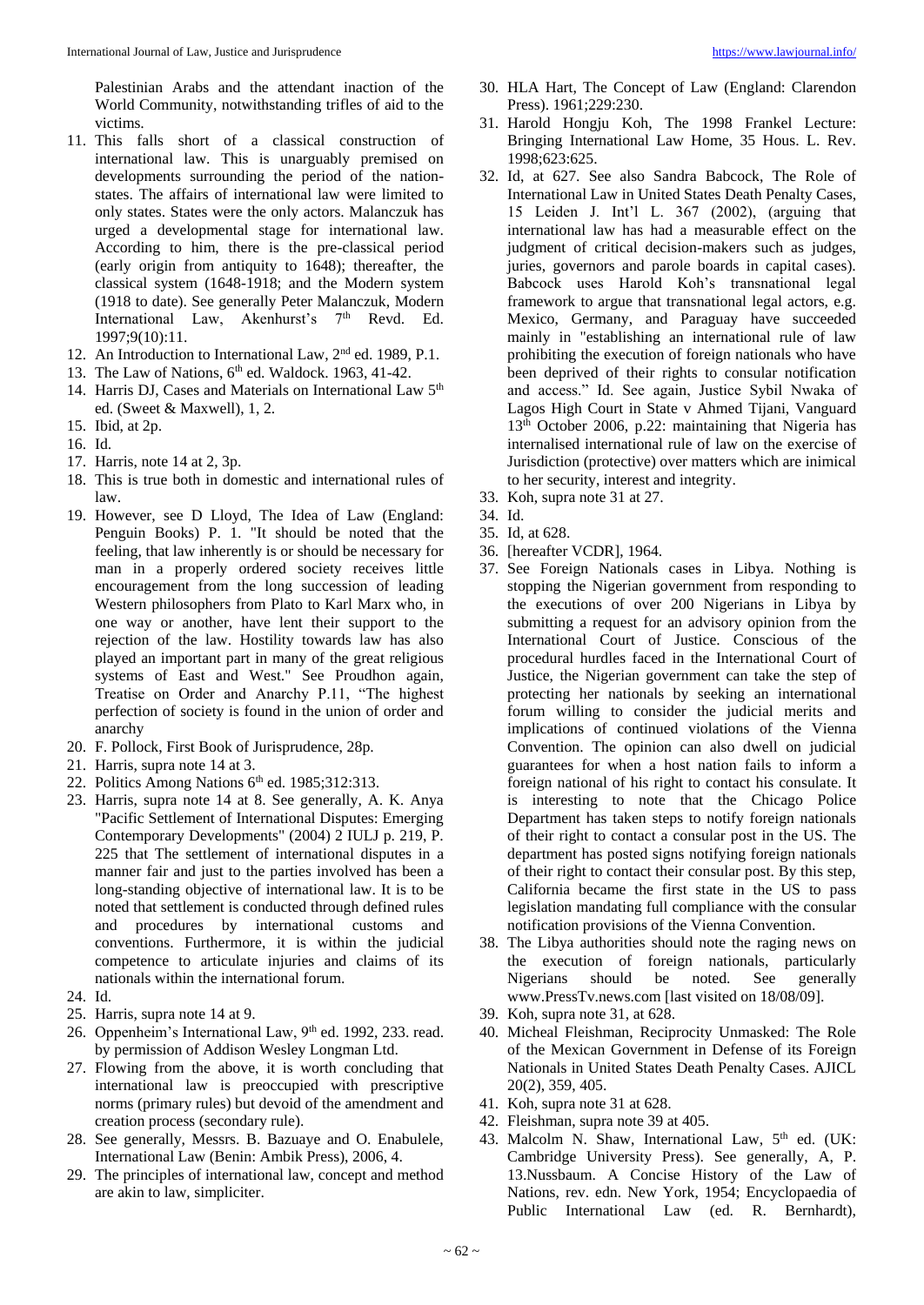Palestinian Arabs and the attendant inaction of the World Community, notwithstanding trifles of aid to the victims.

11. This falls short of a classical construction of international law. This is unarguably premised on developments surrounding the period of the nation-states. The affairs of international law were limited to only states. States were the only actors. Malanczuk has urged a developmental stage for international law. According to him, there is the pre-classical period (early origin from antiquity to 1648); thereafter, the classical system (1648-1918; and the Modern system (1918 to date). See generally Peter Malanczuk, Modern International Law, Akenhurst's 7th Revd. Ed. 1997;9(10):11.
12. An Introduction to International Law, 2nd ed. 1989, P.1.
13. The Law of Nations, 6th ed. Waldock. 1963, 41-42.
14. Harris DJ, Cases and Materials on International Law 5th ed. (Sweet & Maxwell), 1, 2.
15. Ibid, at 2p.
16. Id.
17. Harris, note 14 at 2, 3p.
18. This is true both in domestic and international rules of law.
19. However, see D Lloyd, The Idea of Law (England: Penguin Books) P. 1. "It should be noted that the feeling, that law inherently is or should be necessary for man in a properly ordered society receives little encouragement from the long succession of leading Western philosophers from Plato to Karl Marx who, in one way or another, have lent their support to the rejection of the law. Hostility towards law has also played an important part in many of the great religious systems of East and West." See Proudhon again, Treatise on Order and Anarchy P.11, "The highest perfection of society is found in the union of order and anarchy
20. F. Pollock, First Book of Jurisprudence, 28p.
21. Harris, supra note 14 at 3.
22. Politics Among Nations 6th ed. 1985;312:313.
23. Harris, supra note 14 at 8. See generally, A. K. Anya "Pacific Settlement of International Disputes: Emerging Contemporary Developments" (2004) 2 IULJ p. 219, P. 225 that The settlement of international disputes in a manner fair and just to the parties involved has been a long-standing objective of international law. It is to be noted that settlement is conducted through defined rules and procedures by international customs and conventions. Furthermore, it is within the judicial competence to articulate injuries and claims of its nationals within the international forum.
24. Id.
25. Harris, supra note 14 at 9.
26. Oppenheim's International Law, 9th ed. 1992, 233. read. by permission of Addison Wesley Longman Ltd.
27. Flowing from the above, it is worth concluding that international law is preoccupied with prescriptive norms (primary rules) but devoid of the amendment and creation process (secondary rule).
28. See generally, Messrs. B. Bazuaye and O. Enabulele, International Law (Benin: Ambik Press), 2006, 4.
29. The principles of international law, concept and method are akin to law, simpliciter.
30. HLA Hart, The Concept of Law (England: Clarendon Press). 1961;229:230.
31. Harold Hongju Koh, The 1998 Frankel Lecture: Bringing International Law Home, 35 Hous. L. Rev. 1998;623:625.
32. Id, at 627. See also Sandra Babcock, The Role of International Law in United States Death Penalty Cases, 15 Leiden J. Int'l L. 367 (2002), (arguing that international law has had a measurable effect on the judgment of critical decision-makers such as judges, juries, governors and parole boards in capital cases). Babcock uses Harold Koh's transnational legal framework to argue that transnational legal actors, e.g. Mexico, Germany, and Paraguay have succeeded mainly in "establishing an international rule of law prohibiting the execution of foreign nationals who have been deprived of their rights to consular notification and access." Id. See again, Justice Sybil Nwaka of Lagos High Court in State v Ahmed Tijani, Vanguard 13th October 2006, p.22: maintaining that Nigeria has internalised international rule of law on the exercise of Jurisdiction (protective) over matters which are inimical to her security, interest and integrity.
33. Koh, supra note 31 at 27.
34. Id.
35. Id, at 628.
36. [hereafter VCDR], 1964.
37. See Foreign Nationals cases in Libya. Nothing is stopping the Nigerian government from responding to the executions of over 200 Nigerians in Libya by submitting a request for an advisory opinion from the International Court of Justice. Conscious of the procedural hurdles faced in the International Court of Justice, the Nigerian government can take the step of protecting her nationals by seeking an international forum willing to consider the judicial merits and implications of continued violations of the Vienna Convention. The opinion can also dwell on judicial guarantees for when a host nation fails to inform a foreign national of his right to contact his consulate. It is interesting to note that the Chicago Police Department has taken steps to notify foreign nationals of their right to contact a consular post in the US. The department has posted signs notifying foreign nationals of their right to contact their consular post. By this step, California became the first state in the US to pass legislation mandating full compliance with the consular notification provisions of the Vienna Convention.
38. The Libya authorities should note the raging news on the execution of foreign nationals, particularly Nigerians should be noted. See generally www.PressTv.news.com [last visited on 18/08/09].
39. Koh, supra note 31, at 628.
40. Micheal Fleishman, Reciprocity Unmasked: The Role of the Mexican Government in Defense of its Foreign Nationals in United States Death Penalty Cases. AJICL 20(2), 359, 405.
41. Koh, supra note 31 at 628.
42. Fleishman, supra note 39 at 405.
43. Malcolm N. Shaw, International Law, 5th ed. (UK: Cambridge University Press). See generally, A, P. 13.Nussbaum. A Concise History of the Law of Nations, rev. edn. New York, 1954; Encyclopaedia of Public International Law (ed. R. Bernhardt),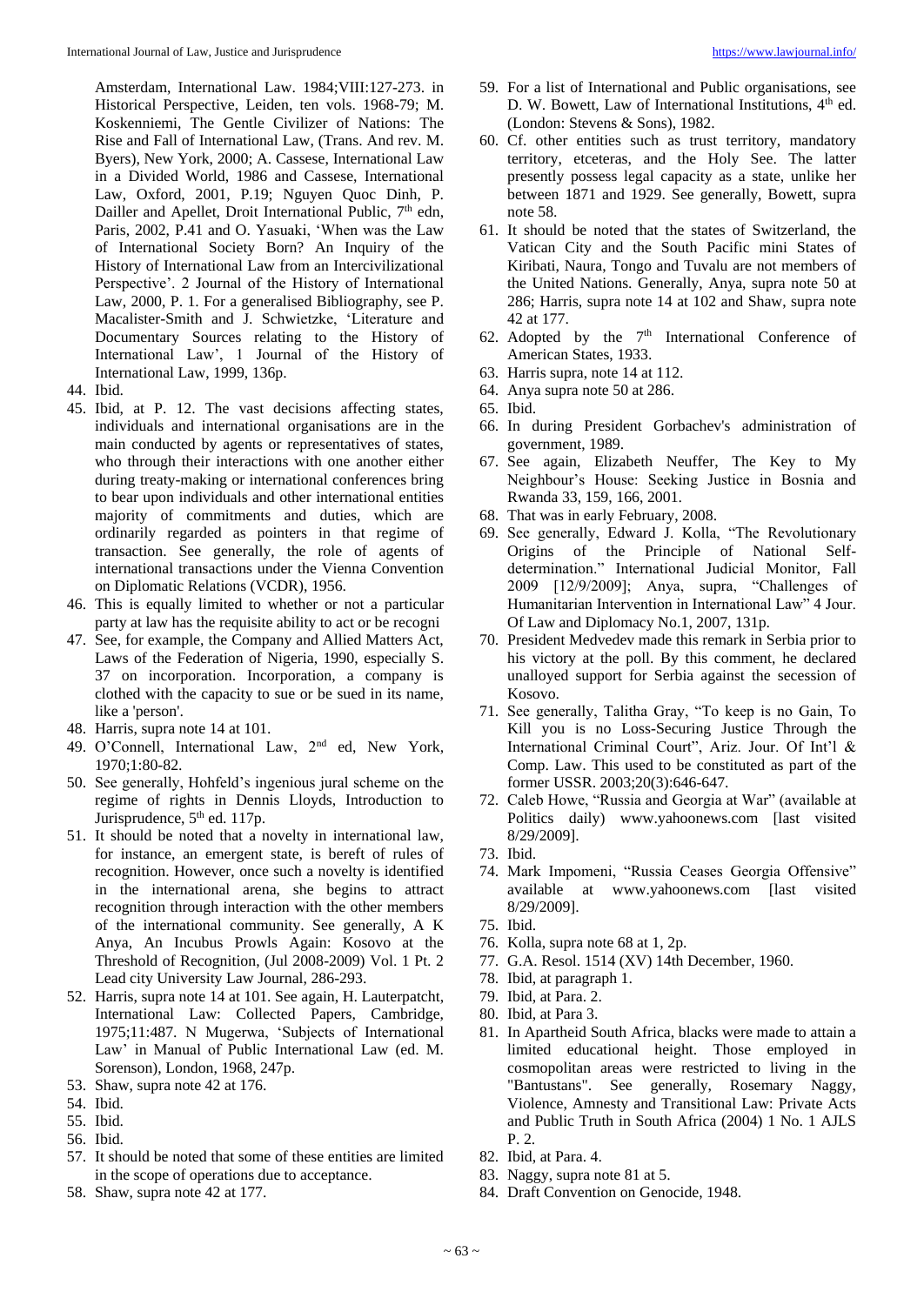Amsterdam, International Law. 1984;VIII:127-273. in Historical Perspective, Leiden, ten vols. 1968-79; M. Koskenniemi, The Gentle Civilizer of Nations: The Rise and Fall of International Law, (Trans. And rev. M. Byers), New York, 2000; A. Cassese, International Law in a Divided World, 1986 and Cassese, International Law, Oxford, 2001, P.19; Nguyen Quoc Dinh, P. Dailler and Apellet, Droit International Public, 7th edn, Paris, 2002, P.41 and O. Yasuaki, 'When was the Law of International Society Born? An Inquiry of the History of International Law from an Intercivilizational Perspective'. 2 Journal of the History of International Law, 2000, P. 1. For a generalised Bibliography, see P. Macalister-Smith and J. Schwietzke, 'Literature and Documentary Sources relating to the History of International Law', 1 Journal of the History of International Law, 1999, 136p.

44. Ibid.
45. Ibid, at P. 12. The vast decisions affecting states, individuals and international organisations are in the main conducted by agents or representatives of states, who through their interactions with one another either during treaty-making or international conferences bring to bear upon individuals and other international entities majority of commitments and duties, which are ordinarily regarded as pointers in that regime of transaction. See generally, the role of agents of international transactions under the Vienna Convention on Diplomatic Relations (VCDR), 1956.
46. This is equally limited to whether or not a particular party at law has the requisite ability to act or be recogni
47. See, for example, the Company and Allied Matters Act, Laws of the Federation of Nigeria, 1990, especially S. 37 on incorporation. Incorporation, a company is clothed with the capacity to sue or be sued in its name, like a 'person'.
48. Harris, supra note 14 at 101.
49. O'Connell, International Law, 2nd ed, New York, 1970;1:80-82.
50. See generally, Hohfeld's ingenious jural scheme on the regime of rights in Dennis Lloyds, Introduction to Jurisprudence, 5th ed. 117p.
51. It should be noted that a novelty in international law, for instance, an emergent state, is bereft of rules of recognition. However, once such a novelty is identified in the international arena, she begins to attract recognition through interaction with the other members of the international community. See generally, A K Anya, An Incubus Prowls Again: Kosovo at the Threshold of Recognition, (Jul 2008-2009) Vol. 1 Pt. 2 Lead city University Law Journal, 286-293.
52. Harris, supra note 14 at 101. See again, H. Lauterpatcht, International Law: Collected Papers, Cambridge, 1975;11:487. N Mugerwa, 'Subjects of International Law' in Manual of Public International Law (ed. M. Sorenson), London, 1968, 247p.
53. Shaw, supra note 42 at 176.
54. Ibid.
55. Ibid.
56. Ibid.
57. It should be noted that some of these entities are limited in the scope of operations due to acceptance.
58. Shaw, supra note 42 at 177.
59. For a list of International and Public organisations, see D. W. Bowett, Law of International Institutions, 4th ed. (London: Stevens & Sons), 1982.
60. Cf. other entities such as trust territory, mandatory territory, etceteras, and the Holy See. The latter presently possess legal capacity as a state, unlike her between 1871 and 1929. See generally, Bowett, supra note 58.
61. It should be noted that the states of Switzerland, the Vatican City and the South Pacific mini States of Kiribati, Naura, Tongo and Tuvalu are not members of the United Nations. Generally, Anya, supra note 50 at 286; Harris, supra note 14 at 102 and Shaw, supra note 42 at 177.
62. Adopted by the 7th International Conference of American States, 1933.
63. Harris supra, note 14 at 112.
64. Anya supra note 50 at 286.
65. Ibid.
66. In during President Gorbachev's administration of government, 1989.
67. See again, Elizabeth Neuffer, The Key to My Neighbour's House: Seeking Justice in Bosnia and Rwanda 33, 159, 166, 2001.
68. That was in early February, 2008.
69. See generally, Edward J. Kolla, "The Revolutionary Origins of the Principle of National Self-determination." International Judicial Monitor, Fall 2009 [12/9/2009]; Anya, supra, "Challenges of Humanitarian Intervention in International Law" 4 Jour. Of Law and Diplomacy No.1, 2007, 131p.
70. President Medvedev made this remark in Serbia prior to his victory at the poll. By this comment, he declared unalloyed support for Serbia against the secession of Kosovo.
71. See generally, Talitha Gray, "To keep is no Gain, To Kill you is no Loss-Securing Justice Through the International Criminal Court", Ariz. Jour. Of Int'l & Comp. Law. This used to be constituted as part of the former USSR. 2003;20(3):646-647.
72. Caleb Howe, "Russia and Georgia at War" (available at Politics daily) www.yahoonews.com [last visited 8/29/2009].
73. Ibid.
74. Mark Impomeni, "Russia Ceases Georgia Offensive" available at www.yahoonews.com [last visited 8/29/2009].
75. Ibid.
76. Kolla, supra note 68 at 1, 2p.
77. G.A. Resol. 1514 (XV) 14th December, 1960.
78. Ibid, at paragraph 1.
79. Ibid, at Para. 2.
80. Ibid, at Para 3.
81. In Apartheid South Africa, blacks were made to attain a limited educational height. Those employed in cosmopolitan areas were restricted to living in the "Bantustans". See generally, Rosemary Naggy, Violence, Amnesty and Transitional Law: Private Acts and Public Truth in South Africa (2004) 1 No. 1 AJLS P. 2.
82. Ibid, at Para. 4.
83. Naggy, supra note 81 at 5.
84. Draft Convention on Genocide, 1948.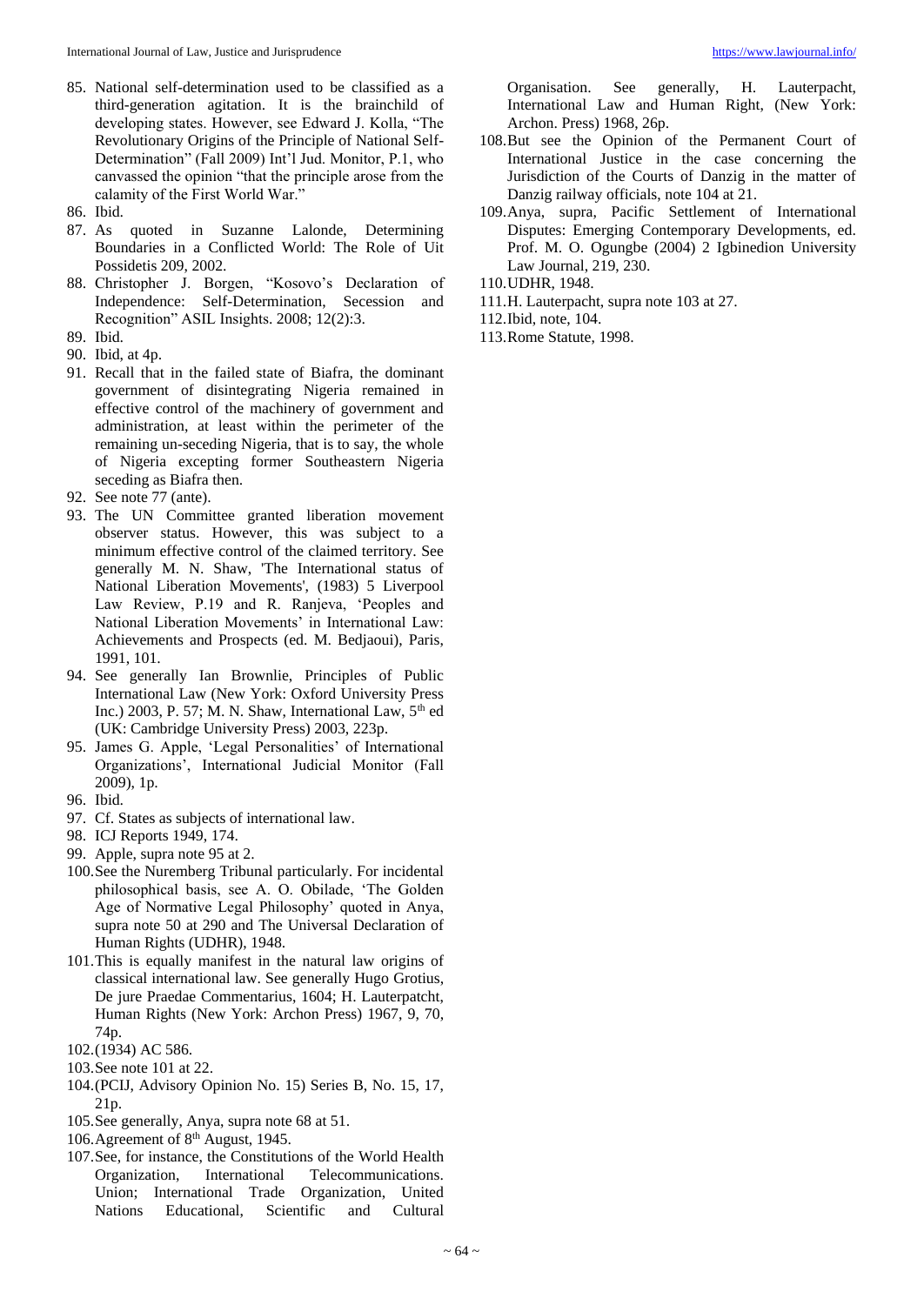85. National self-determination used to be classified as a third-generation agitation. It is the brainchild of developing states. However, see Edward J. Kolla, "The Revolutionary Origins of the Principle of National Self-Determination" (Fall 2009) Int'l Jud. Monitor, P.1, who canvassed the opinion "that the principle arose from the calamity of the First World War."
86. Ibid.
87. As quoted in Suzanne Lalonde, Determining Boundaries in a Conflicted World: The Role of Uit Possidetis 209, 2002.
88. Christopher J. Borgen, "Kosovo's Declaration of Independence: Self-Determination, Secession and Recognition" ASIL Insights. 2008; 12(2):3.
89. Ibid.
90. Ibid, at 4p.
91. Recall that in the failed state of Biafra, the dominant government of disintegrating Nigeria remained in effective control of the machinery of government and administration, at least within the perimeter of the remaining un-seceding Nigeria, that is to say, the whole of Nigeria excepting former Southeastern Nigeria seceding as Biafra then.
92. See note 77 (ante).
93. The UN Committee granted liberation movement observer status. However, this was subject to a minimum effective control of the claimed territory. See generally M. N. Shaw, 'The International status of National Liberation Movements', (1983) 5 Liverpool Law Review, P.19 and R. Ranjeva, 'Peoples and National Liberation Movements' in International Law: Achievements and Prospects (ed. M. Bedjaoui), Paris, 1991, 101.
94. See generally Ian Brownlie, Principles of Public International Law (New York: Oxford University Press Inc.) 2003, P. 57; M. N. Shaw, International Law, 5th ed (UK: Cambridge University Press) 2003, 223p.
95. James G. Apple, 'Legal Personalities' of International Organizations', International Judicial Monitor (Fall 2009), 1p.
96. Ibid.
97. Cf. States as subjects of international law.
98. ICJ Reports 1949, 174.
99. Apple, supra note 95 at 2.
100. See the Nuremberg Tribunal particularly. For incidental philosophical basis, see A. O. Obilade, 'The Golden Age of Normative Legal Philosophy' quoted in Anya, supra note 50 at 290 and The Universal Declaration of Human Rights (UDHR), 1948.
101. This is equally manifest in the natural law origins of classical international law. See generally Hugo Grotius, De jure Praedae Commentarius, 1604; H. Lauterpatcht, Human Rights (New York: Archon Press) 1967, 9, 70, 74p.
102. (1934) AC 586.
103. See note 101 at 22.
104. (PCIJ, Advisory Opinion No. 15) Series B, No. 15, 17, 21p.
105. See generally, Anya, supra note 68 at 51.
106. Agreement of 8th August, 1945.
107. See, for instance, the Constitutions of the World Health Organization, International Telecommunications. Union; International Trade Organization, United Nations Educational, Scientific and Cultural Organisation. See generally, H. Lauterpacht, International Law and Human Right, (New York: Archon. Press) 1968, 26p.
108. But see the Opinion of the Permanent Court of International Justice in the case concerning the Jurisdiction of the Courts of Danzig in the matter of Danzig railway officials, note 104 at 21.
109. Anya, supra, Pacific Settlement of International Disputes: Emerging Contemporary Developments, ed. Prof. M. O. Ogungbe (2004) 2 Igbinedion University Law Journal, 219, 230.
110. UDHR, 1948.
111. H. Lauterpacht, supra note 103 at 27.
112. Ibid, note, 104.
113. Rome Statute, 1998.